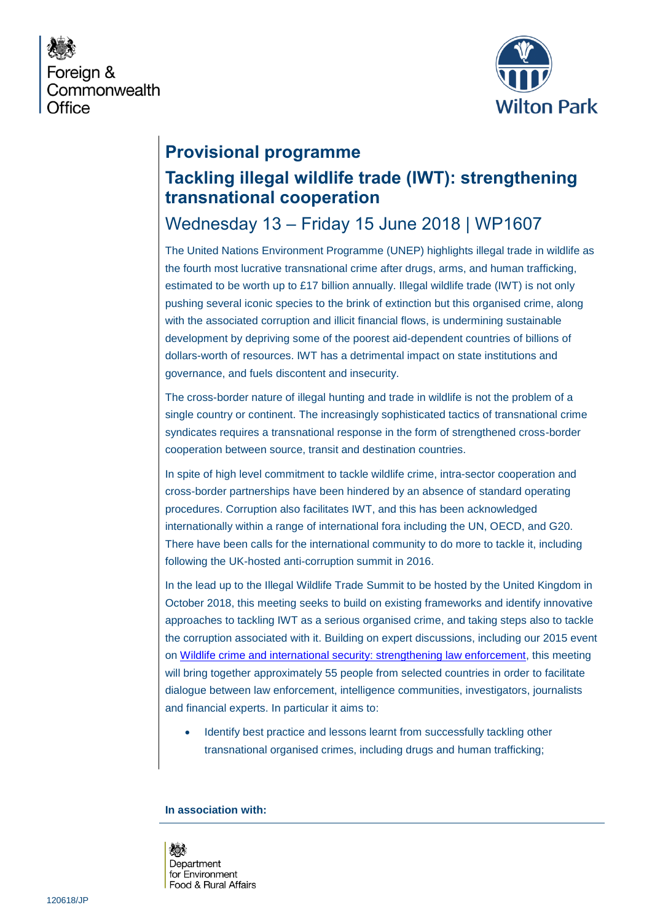Foreign & Commonwealth Office

Wilton Park

# Provisional programme

## Tackling illegal wildlife trade (IWT): strengthening transnational cooperation

### Wednesday 13 – Friday 15 June 2018 | WP1607

The United Nations Environment Programme (UNEP) highlights illegal trade in wildlife as the fourth most lucrative transnational crime after drugs, arms, and human trafficking, estimated to be worth up to £17 billion annually. Illegal wildlife trade (IWT) is not only pushing several iconic species to the brink of extinction but this organised crime, along with the associated corruption and illicit financial flows, is undermining sustainable development by depriving some of the poorest aid-dependent countries of billions of dollars-worth of resources. IWT has a detrimental impact on state institutions and governance, and fuels discontent and insecurity.

The cross-border nature of illegal hunting and trade in wildlife is not the problem of a single country or continent. The increasingly sophisticated tactics of transnational crime syndicates requires a transnational response in the form of strengthened cross-border cooperation between source, transit and destination countries.

In spite of high level commitment to tackle wildlife crime, intra-sector cooperation and cross-border partnerships have been hindered by an absence of standard operating procedures. Corruption also facilitates IWT, and this has been acknowledged internationally within a range of international fora including the UN, OECD, and G20. There have been calls for the international community to do more to tackle it, including following the UK-hosted anti-corruption summit in 2016.

In the lead up to the Illegal Wildlife Trade Summit to be hosted by the United Kingdom in October 2018, this meeting seeks to build on existing frameworks and identify innovative approaches to tackling IWT as a serious organised crime, and taking steps also to tackle the corruption associated with it. Building on expert discussions, including our 2015 event on Wildlife crime and international security: strengthening law enforcement, this meeting will bring together approximately 55 people from selected countries in order to facilitate dialogue between law enforcement, intelligence communities, investigators, journalists and financial experts. In particular it aims to:

- Identify best practice and lessons learnt from successfully tackling other transnational organised crimes, including drugs and human trafficking;

**In association with:**

Department for Environment Food & Rural Affairs

120618/JP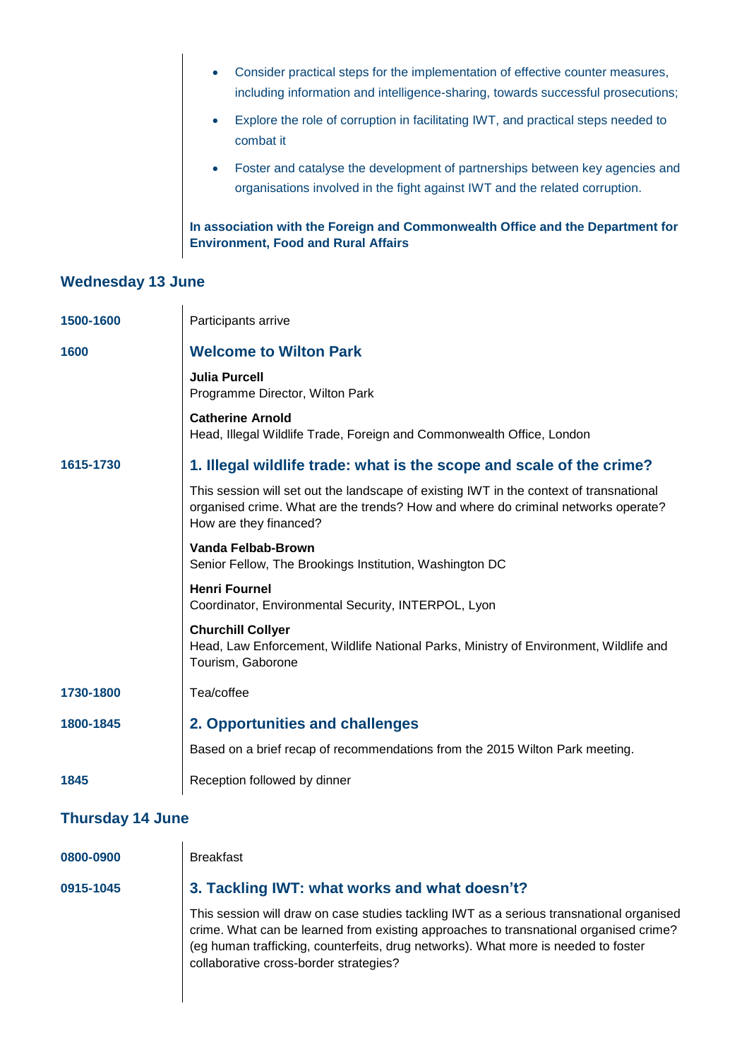- Consider practical steps for the implementation of effective counter measures, including information and intelligence-sharing, towards successful prosecutions;
- Explore the role of corruption in facilitating IWT, and practical steps needed to combat it
- Foster and catalyse the development of partnerships between key agencies and organisations involved in the fight against IWT and the related corruption.

**In association with the Foreign and Commonwealth Office and the Department for Environment, Food and Rural Affairs**

## Wednesday 13 June

**1500-1600** Participants arrive

**1600** 

### Welcome to Wilton Park

**Julia Purcell**
Programme Director, Wilton Park

**Catherine Arnold**
Head, Illegal Wildlife Trade, Foreign and Commonwealth Office, London

**1615-1730**

### 1. Illegal wildlife trade: what is the scope and scale of the crime?

This session will set out the landscape of existing IWT in the context of transnational organised crime. What are the trends? How and where do criminal networks operate? How are they financed?

**Vanda Felbab-Brown**
Senior Fellow, The Brookings Institution, Washington DC

**Henri Fournel**
Coordinator, Environmental Security, INTERPOL, Lyon

**Churchill Collyer**
Head, Law Enforcement, Wildlife National Parks, Ministry of Environment, Wildlife and Tourism, Gaborone

**1730-1800** Tea/coffee

**1800-1845**

### 2. Opportunities and challenges

Based on a brief recap of recommendations from the 2015 Wilton Park meeting.

**1845** Reception followed by dinner

## Thursday 14 June

**0800-0900** Breakfast

**0915-1045**

### 3. Tackling IWT: what works and what doesn't?

This session will draw on case studies tackling IWT as a serious transnational organised crime. What can be learned from existing approaches to transnational organised crime? (eg human trafficking, counterfeits, drug networks). What more is needed to foster collaborative cross-border strategies?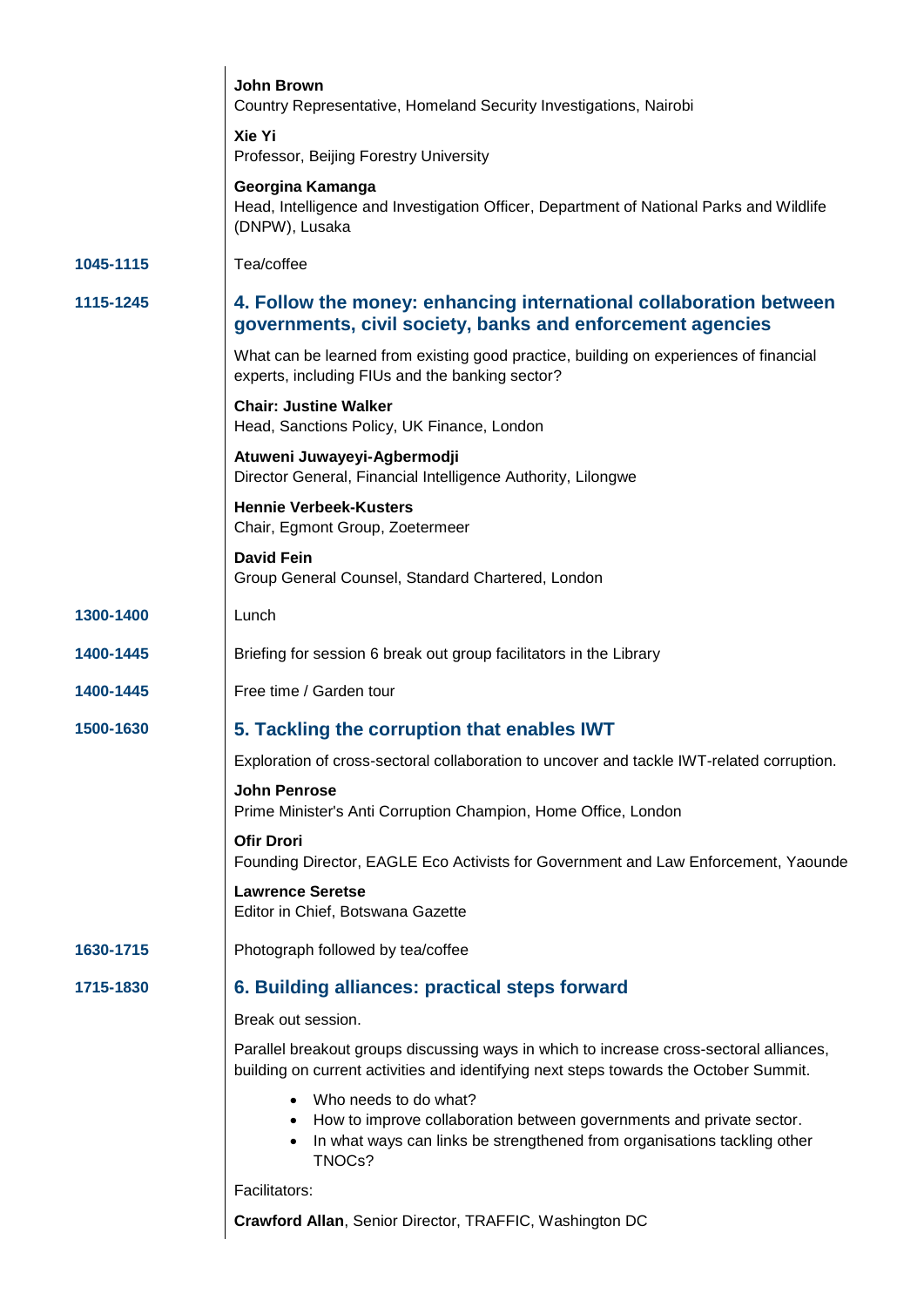**John Brown**
Country Representative, Homeland Security Investigations, Nairobi

**Xie Yi**
Professor, Beijing Forestry University

**Georgina Kamanga**
Head, Intelligence and Investigation Officer, Department of National Parks and Wildlife (DNPW), Lusaka

**1045-1115** Tea/coffee

**1115-1245**

## 4. Follow the money: enhancing international collaboration between governments, civil society, banks and enforcement agencies

What can be learned from existing good practice, building on experiences of financial experts, including FIUs and the banking sector?

**Chair: Justine Walker**
Head, Sanctions Policy, UK Finance, London

**Atuweni Juwayeyi-Agbermodji**
Director General, Financial Intelligence Authority, Lilongwe

**Hennie Verbeek-Kusters**
Chair, Egmont Group, Zoetermeer

**David Fein**
Group General Counsel, Standard Chartered, London

**1300-1400** Lunch

**1400-1445** Briefing for session 6 break out group facilitators in the Library

**1400-1445** Free time / Garden tour

**1500-1630**

## 5. Tackling the corruption that enables IWT

Exploration of cross-sectoral collaboration to uncover and tackle IWT-related corruption.

**John Penrose**
Prime Minister's Anti Corruption Champion, Home Office, London

**Ofir Drori**
Founding Director, EAGLE Eco Activists for Government and Law Enforcement, Yaounde

**Lawrence Seretse**
Editor in Chief, Botswana Gazette

**1630-1715** Photograph followed by tea/coffee

**1715-1830**

## 6. Building alliances: practical steps forward

Break out session.

Parallel breakout groups discussing ways in which to increase cross-sectoral alliances, building on current activities and identifying next steps towards the October Summit.

- Who needs to do what?
- How to improve collaboration between governments and private sector.
- In what ways can links be strengthened from organisations tackling other TNOCs?

Facilitators:

**Crawford Allan**, Senior Director, TRAFFIC, Washington DC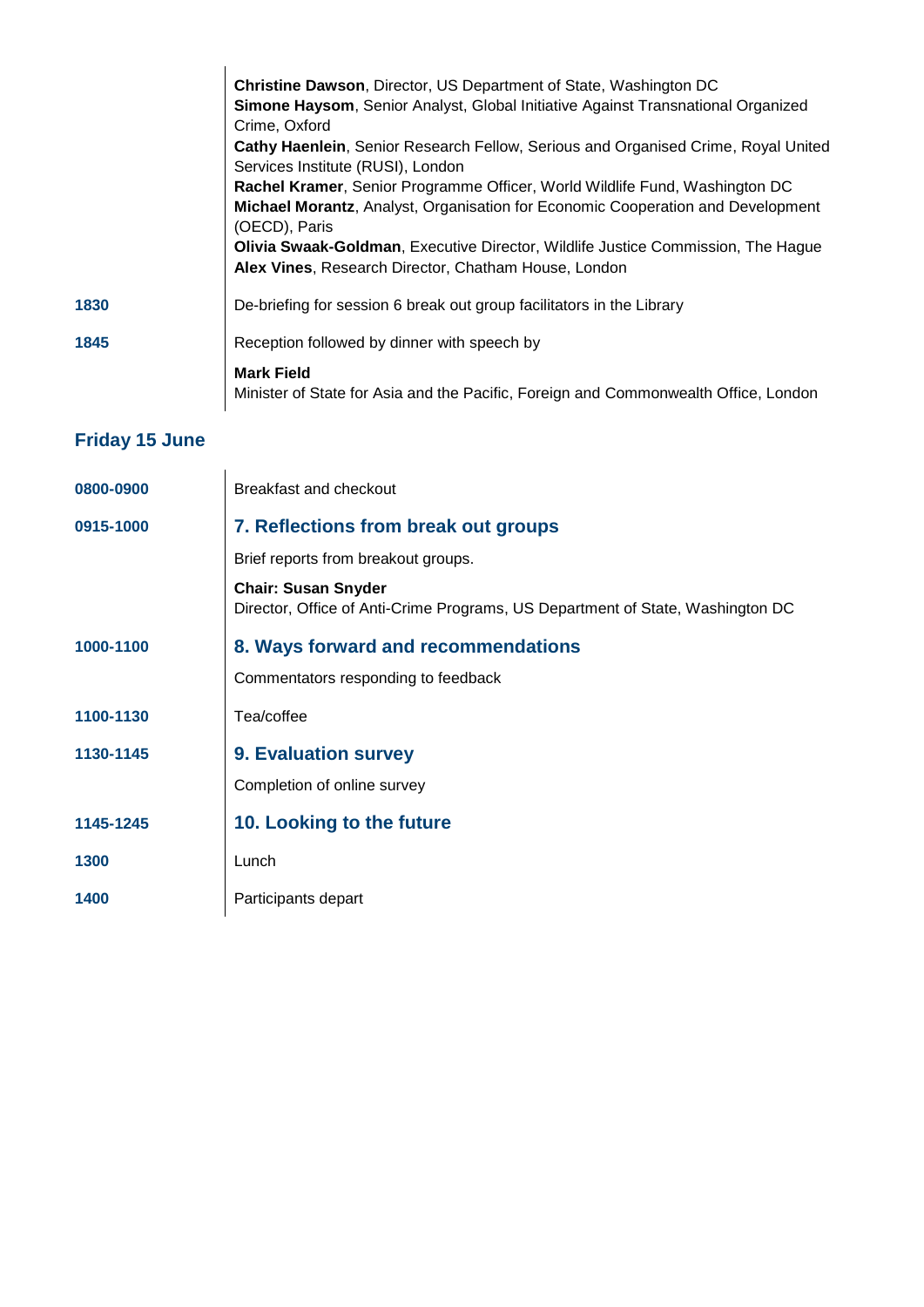**Christine Dawson**, Director, US Department of State, Washington DC
**Simone Haysom**, Senior Analyst, Global Initiative Against Transnational Organized Crime, Oxford
**Cathy Haenlein**, Senior Research Fellow, Serious and Organised Crime, Royal United Services Institute (RUSI), London
**Rachel Kramer**, Senior Programme Officer, World Wildlife Fund, Washington DC
**Michael Morantz**, Analyst, Organisation for Economic Cooperation and Development (OECD), Paris
**Olivia Swaak-Goldman**, Executive Director, Wildlife Justice Commission, The Hague
**Alex Vines**, Research Director, Chatham House, London

**1830** De-briefing for session 6 break out group facilitators in the Library

**1845** Reception followed by dinner with speech by

**Mark Field**
Minister of State for Asia and the Pacific, Foreign and Commonwealth Office, London

## Friday 15 June

**0800-0900** Breakfast and checkout

**0915-1000**

### 7. Reflections from break out groups

Brief reports from breakout groups.

**Chair: Susan Snyder**
Director, Office of Anti-Crime Programs, US Department of State, Washington DC

**1000-1100**

### 8. Ways forward and recommendations

Commentators responding to feedback

**1100-1130** Tea/coffee

**1130-1145**

### 9. Evaluation survey

Completion of online survey

**1145-1245**

### 10. Looking to the future

**1300** Lunch

**1400** Participants depart